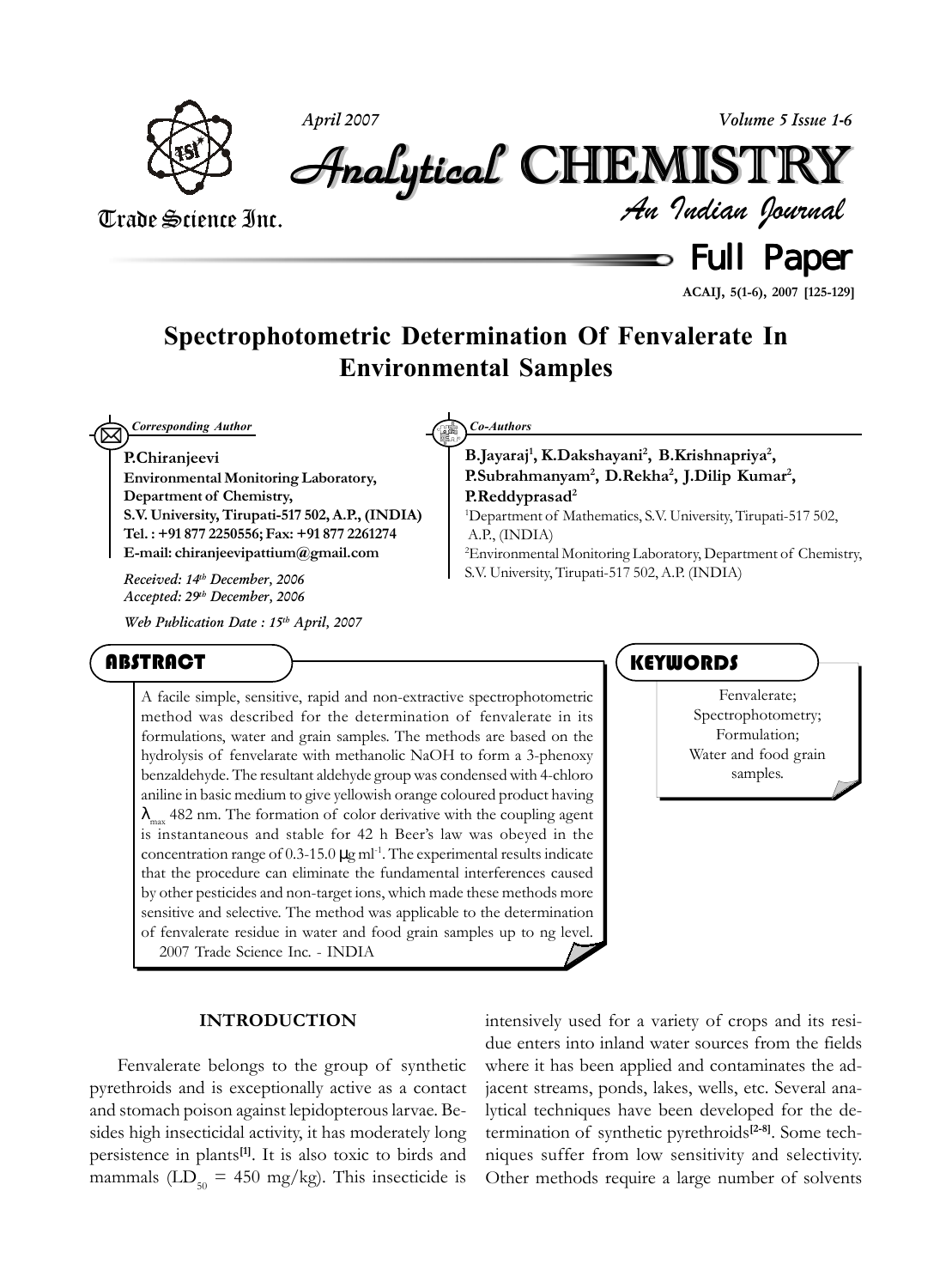# Spectrophotometric Determination Of Fenvalerate In Environmental Samples

*Corresponding Author*

**P.Chiranjeevi**
**Environmental Monitoring Laboratory, Department of Chemistry, S.V. University, Tirupati-517 502, A.P., (INDIA)**
**Tel. : +91 877 2250556; Fax: +91 877 2261274**
**E-mail: chiranjeevipattium@gmail.com**

*Received: 14th December, 2006*
*Accepted: 29th December, 2006*

*Web Publication Date : 15th April, 2007*

*Co-Authors*

**B.Jayaraj[1], K.Dakshayani[2], B.Krishnapriya[2], P.Subrahmanyam[2], D.Rekha[2], J.Dilip Kumar[2], P.Reddyprasad[2]**

[1]Department of Mathematics, S.V. University, Tirupati-517 502, A.P., (INDIA)
[2]Environmental Monitoring Laboratory, Department of Chemistry, S.V. University, Tirupati-517 502, A.P. (INDIA)

## ABSTRACT

A facile simple, sensitive, rapid and non-extractive spectrophotometric method was described for the determination of fenvalerate in its formulations, water and grain samples. The methods are based on the hydrolysis of fenvelarate with methanolic NaOH to form a 3-phenoxy benzaldehyde. The resultant aldehyde group was condensed with 4-chloro aniline in basic medium to give yellowish orange coloured product having $\lambda_{max}$ 482 nm. The formation of color derivative with the coupling agent is instantaneous and stable for 42 h Beer's law was obeyed in the concentration range of 0.3-15.0 $\mu$g ml$^{-1}$. The experimental results indicate that the procedure can eliminate the fundamental interferences caused by other pesticides and non-target ions, which made these methods more sensitive and selective. The method was applicable to the determination of fenvalerate residue in water and food grain samples up to ng level.

2007 Trade Science Inc. - INDIA

## KEYWORDS

Fenvalerate;
Spectrophotometry;
Formulation;
Water and food grain samples.

## INTRODUCTION

Fenvalerate belongs to the group of synthetic pyrethroids and is exceptionally active as a contact and stomach poison against lepidopterous larvae. Besides high insecticidal activity, it has moderately long persistence in plants[1]. It is also toxic to birds and mammals ($LD_{50}$ = 450 mg/kg). This insecticide is intensively used for a variety of crops and its residue enters into inland water sources from the fields where it has been applied and contaminates the adjacent streams, ponds, lakes, wells, etc. Several analytical techniques have been developed for the determination of synthetic pyrethroids[2-8]. Some techniques suffer from low sensitivity and selectivity. Other methods require a large number of solvents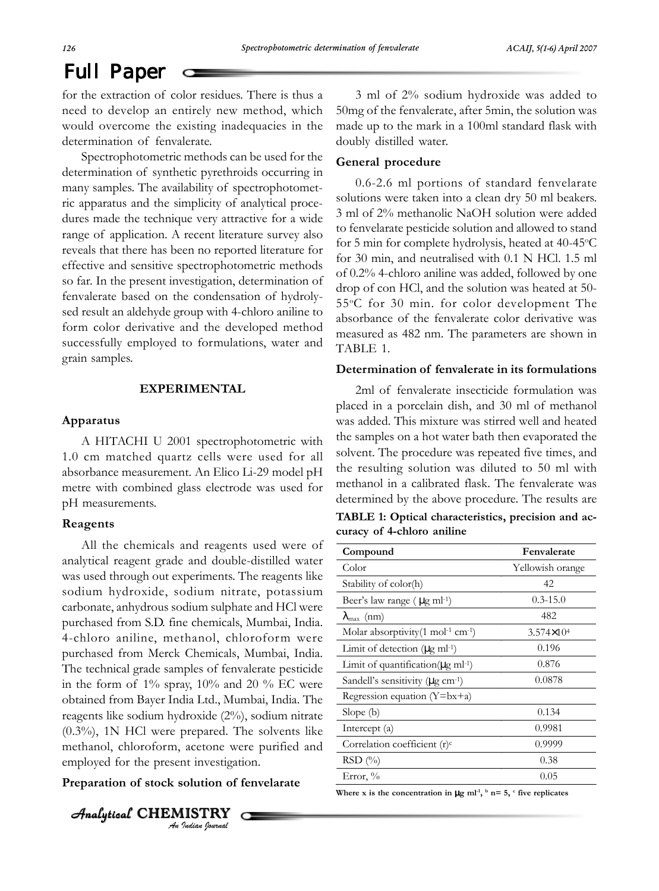for the extraction of color residues. There is thus a need to develop an entirely new method, which would overcome the existing inadequacies in the determination of fenvalerate.

Spectrophotometric methods can be used for the determination of synthetic pyrethroids occurring in many samples. The availability of spectrophotometric apparatus and the simplicity of analytical procedures made the technique very attractive for a wide range of application. A recent literature survey also reveals that there has been no reported literature for effective and sensitive spectrophotometric methods so far. In the present investigation, determination of fenvalerate based on the condensation of hydrolysed result an aldehyde group with 4-chloro aniline to form color derivative and the developed method successfully employed to formulations, water and grain samples.

## EXPERIMENTAL

### Apparatus

A HITACHI U 2001 spectrophotometric with 1.0 cm matched quartz cells were used for all absorbance measurement. An Elico Li-29 model pH metre with combined glass electrode was used for pH measurements.

### Reagents

All the chemicals and reagents used were of analytical reagent grade and double-distilled water was used through out experiments. The reagents like sodium hydroxide, sodium nitrate, potassium carbonate, anhydrous sodium sulphate and HCl were purchased from S.D. fine chemicals, Mumbai, India. 4-chloro aniline, methanol, chloroform were purchased from Merck Chemicals, Mumbai, India. The technical grade samples of fenvalerate pesticide in the form of 1% spray, 10% and 20 % EC were obtained from Bayer India Ltd., Mumbai, India. The reagents like sodium hydroxide (2%), sodium nitrate (0.3%), 1N HCl were prepared. The solvents like methanol, chloroform, acetone were purified and employed for the present investigation.

### Preparation of stock solution of fenvelarate

3 ml of 2% sodium hydroxide was added to 50mg of the fenvalerate, after 5min, the solution was made up to the mark in a 100ml standard flask with doubly distilled water.

### General procedure

0.6-2.6 ml portions of standard fenvelarate solutions were taken into a clean dry 50 ml beakers. 3 ml of 2% methanolic NaOH solution were added to fenvelarate pesticide solution and allowed to stand for 5 min for complete hydrolysis, heated at 40-45°C for 30 min, and neutralised with 0.1 N HCl. 1.5 ml of 0.2% 4-chloro aniline was added, followed by one drop of con HCl, and the solution was heated at 50-55°C for 30 min. for color development The absorbance of the fenvalerate color derivative was measured as 482 nm. The parameters are shown in TABLE 1.

### Determination of fenvalerate in its formulations

2ml of fenvalerate insecticide formulation was placed in a porcelain dish, and 30 ml of methanol was added. This mixture was stirred well and heated the samples on a hot water bath then evaporated the solvent. The procedure was repeated five times, and the resulting solution was diluted to 50 ml with methanol in a calibrated flask. The fenvalerate was determined by the above procedure. The results are

**TABLE 1: Optical characteristics, precision and accuracy of 4-chloro aniline**

| Compound | Fenvalerate |
|---|---|
| Color | Yellowish orange |
| Stability of color(h) | 42 |
| Beer's law range ( $\mu g\ ml^{-1}$) | 0.3-15.0 |
| $\lambda_{max}$ (nm) | 482 |
| Molar absorptivity($1\ mol^{-1}\ cm^{-1}$) | $3.574\times10^{4}$ |
| Limit of detection ($\mu g\ ml^{-1}$) | 0.196 |
| Limit of quantification($\mu g\ ml^{-1}$) | 0.876 |
| Sandell's sensitivity ($\mu g\ cm^{-1}$) | 0.0878 |
| Regression equation (Y=bx+a) | |
| Slope (b) | 0.134 |
| Intercept (a) | 0.9981 |
| Correlation coefficient (r)[c] | 0.9999 |
| RSD (%) | 0.38 |
| Error, % | 0.05 |

**Where x is the concentration in $\mu g\ ml^{-1}$, [b] n= 5, [c] five replicates**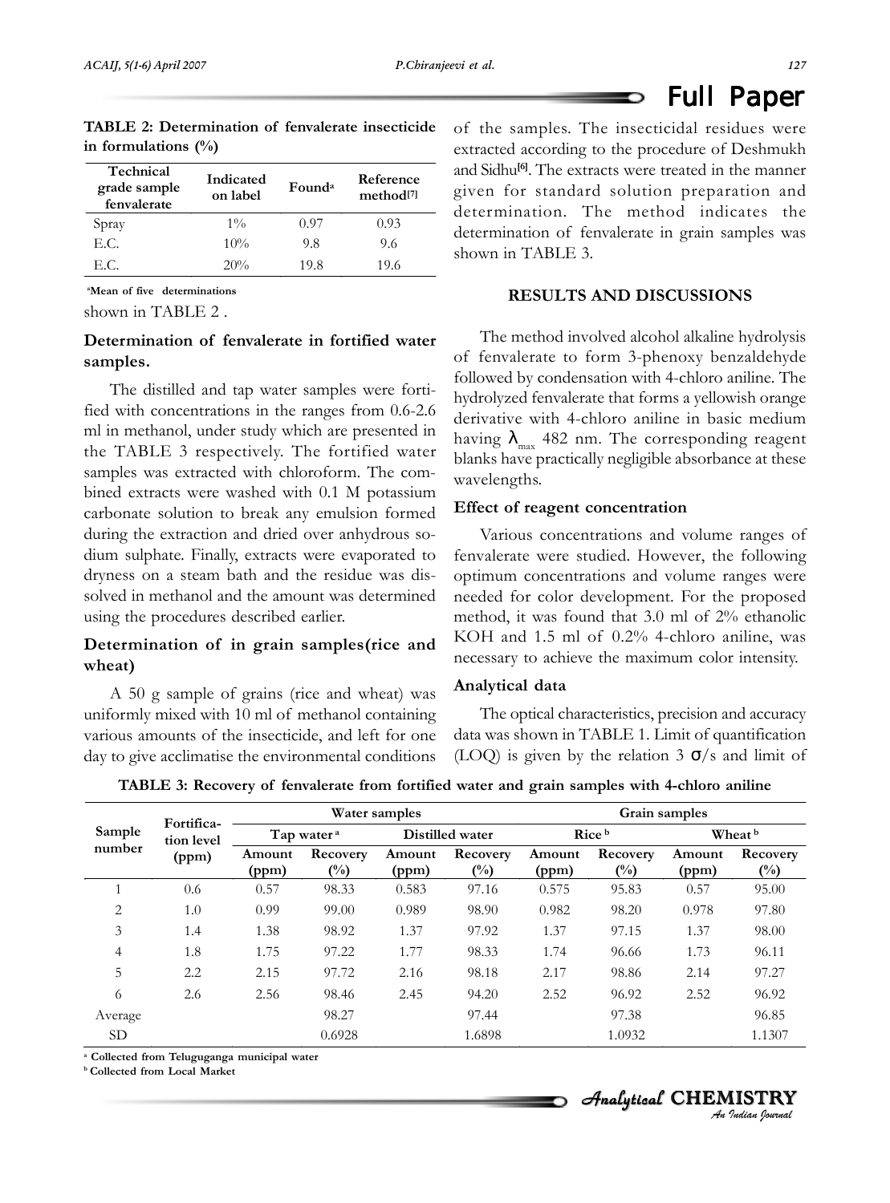**TABLE 2: Determination of fenvalerate insecticide in formulations (%)**

| Technical grade sample fenvalerate | Indicated on label | Found[a] | Reference method[7] |
|---|---|---|---|
| Spray | 1% | 0.97 | 0.93 |
| E.C. | 10% | 9.8 | 9.6 |
| E.C. | 20% | 19.8 | 19.6 |

[a]Mean of five determinations

shown in TABLE 2 .

### Determination of fenvalerate in fortified water samples.

The distilled and tap water samples were fortified with concentrations in the ranges from 0.6-2.6 ml in methanol, under study which are presented in the TABLE 3 respectively. The fortified water samples was extracted with chloroform. The combined extracts were washed with 0.1 M potassium carbonate solution to break any emulsion formed during the extraction and dried over anhydrous sodium sulphate. Finally, extracts were evaporated to dryness on a steam bath and the residue was dissolved in methanol and the amount was determined using the procedures described earlier.

### Determination of in grain samples(rice and wheat)

A 50 g sample of grains (rice and wheat) was uniformly mixed with 10 ml of methanol containing various amounts of the insecticide, and left for one day to give acclimatise the environmental conditions of the samples. The insecticidal residues were extracted according to the procedure of Deshmukh and Sidhu[6]. The extracts were treated in the manner given for standard solution preparation and determination. The method indicates the determination of fenvalerate in grain samples was shown in TABLE 3.

## RESULTS AND DISCUSSIONS

The method involved alcohol alkaline hydrolysis of fenvalerate to form 3-phenoxy benzaldehyde followed by condensation with 4-chloro aniline. The hydrolyzed fenvalerate that forms a yellowish orange derivative with 4-chloro aniline in basic medium having $\lambda_{max}$ 482 nm. The corresponding reagent blanks have practically negligible absorbance at these wavelengths.

### Effect of reagent concentration

Various concentrations and volume ranges of fenvalerate were studied. However, the following optimum concentrations and volume ranges were needed for color development. For the proposed method, it was found that 3.0 ml of 2% ethanolic KOH and 1.5 ml of 0.2% 4-chloro aniline, was necessary to achieve the maximum color intensity.

### Analytical data

The optical characteristics, precision and accuracy data was shown in TABLE 1. Limit of quantification (LOQ) is given by the relation 3 $\sigma$/s and limit of

**TABLE 3: Recovery of fenvalerate from fortified water and grain samples with 4-chloro aniline**

| Sample number | Fortification level (ppm) | Water samples | | | | Grain samples | | | |
|---|---|---|---|---|---|---|---|---|---|
| | | Tap water[a] | | Distilled water | | Rice[b] | | Wheat[b] | |
| | | Amount (ppm) | Recovery (%) | Amount (ppm) | Recovery (%) | Amount (ppm) | Recovery (%) | Amount (ppm) | Recovery (%) |
| 1 | 0.6 | 0.57 | 98.33 | 0.583 | 97.16 | 0.575 | 95.83 | 0.57 | 95.00 |
| 2 | 1.0 | 0.99 | 99.00 | 0.989 | 98.90 | 0.982 | 98.20 | 0.978 | 97.80 |
| 3 | 1.4 | 1.38 | 98.92 | 1.37 | 97.92 | 1.37 | 97.15 | 1.37 | 98.00 |
| 4 | 1.8 | 1.75 | 97.22 | 1.77 | 98.33 | 1.74 | 96.66 | 1.73 | 96.11 |
| 5 | 2.2 | 2.15 | 97.72 | 2.16 | 98.18 | 2.17 | 98.86 | 2.14 | 97.27 |
| 6 | 2.6 | 2.56 | 98.46 | 2.45 | 94.20 | 2.52 | 96.92 | 2.52 | 96.92 |
| Average | | | 98.27 | | 97.44 | | 97.38 | | 96.85 |
| SD | | | 0.6928 | | 1.6898 | | 1.0932 | | 1.1307 |

[a] Collected from Teluguganga municipal water

[b] Collected from Local Market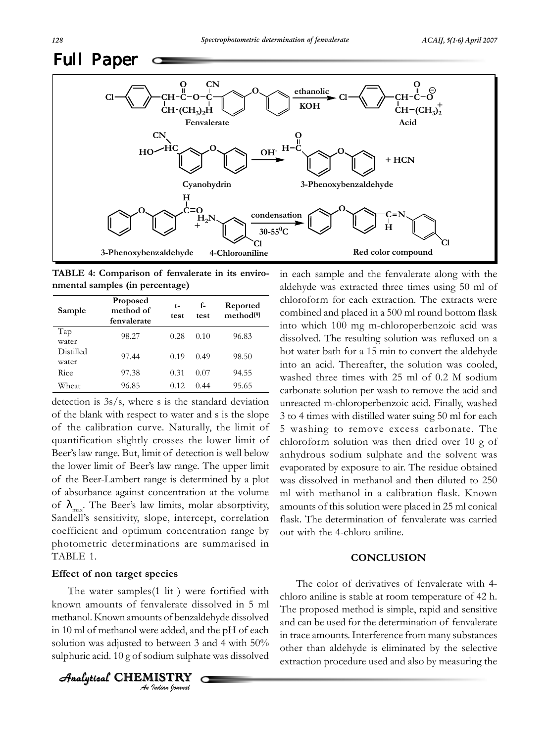Fenvalerate → (ethanolic KOH) → Acid + Cyanohydrin

Cyanohydrin → ($OH^-$) → 3-Phenoxybenzaldehyde + HCN

3-Phenoxybenzaldehyde + 4-Chloroaniline → (condensation, 30-55$^0$C) → Red color compound

**TABLE 4: Comparison of fenvalerate in its environmental samples (in percentage)**

| Sample | Proposed method of fenvalerate | t-test | f-test | Reported method[9] |
|---|---|---|---|---|
| Tap water | 98.27 | 0.28 | 0.10 | 96.83 |
| Distilled water | 97.44 | 0.19 | 0.49 | 98.50 |
| Rice | 97.38 | 0.31 | 0.07 | 94.55 |
| Wheat | 96.85 | 0.12 | 0.44 | 95.65 |

detection is 3s/s, where s is the standard deviation of the blank with respect to water and s is the slope of the calibration curve. Naturally, the limit of quantification slightly crosses the lower limit of Beer's law range. But, limit of detection is well below the lower limit of Beer's law range. The upper limit of the Beer-Lambert range is determined by a plot of absorbance against concentration at the volume of $\lambda_{max}$. The Beer's law limits, molar absorptivity, Sandell's sensitivity, slope, intercept, correlation coefficient and optimum concentration range by photometric determinations are summarised in TABLE 1.

### Effect of non target species

The water samples(1 lit ) were fortified with known amounts of fenvalerate dissolved in 5 ml methanol. Known amounts of benzaldehyde dissolved in 10 ml of methanol were added, and the pH of each solution was adjusted to between 3 and 4 with 50% sulphuric acid. 10 g of sodium sulphate was dissolved in each sample and the fenvalerate along with the aldehyde was extracted three times using 50 ml of chloroform for each extraction. The extracts were combined and placed in a 500 ml round bottom flask into which 100 mg m-chloroperbenzoic acid was dissolved. The resulting solution was refluxed on a hot water bath for a 15 min to convert the aldehyde into an acid. Thereafter, the solution was cooled, washed three times with 25 ml of 0.2 M sodium carbonate solution per wash to remove the acid and unreacted m-chloroperbenzoic acid. Finally, washed 3 to 4 times with distilled water suing 50 ml for each washing to remove excess carbonate. The chloroform solution was then dried over 10 g of anhydrous sodium sulphate and the solvent was evaporated by exposure to air. The residue obtained was dissolved in methanol and then diluted to 250 ml with methanol in a calibration flask. Known amounts of this solution were placed in 25 ml conical flask. The determination of fenvalerate was carried out with the 4-chloro aniline.

## CONCLUSION

The color of derivatives of fenvalerate with 4-chloro aniline is stable at room temperature of 42 h. The proposed method is simple, rapid and sensitive and can be used for the determination of fenvalerate in trace amounts. Interference from many substances other than aldehyde is eliminated by the selective extraction procedure used and also by measuring the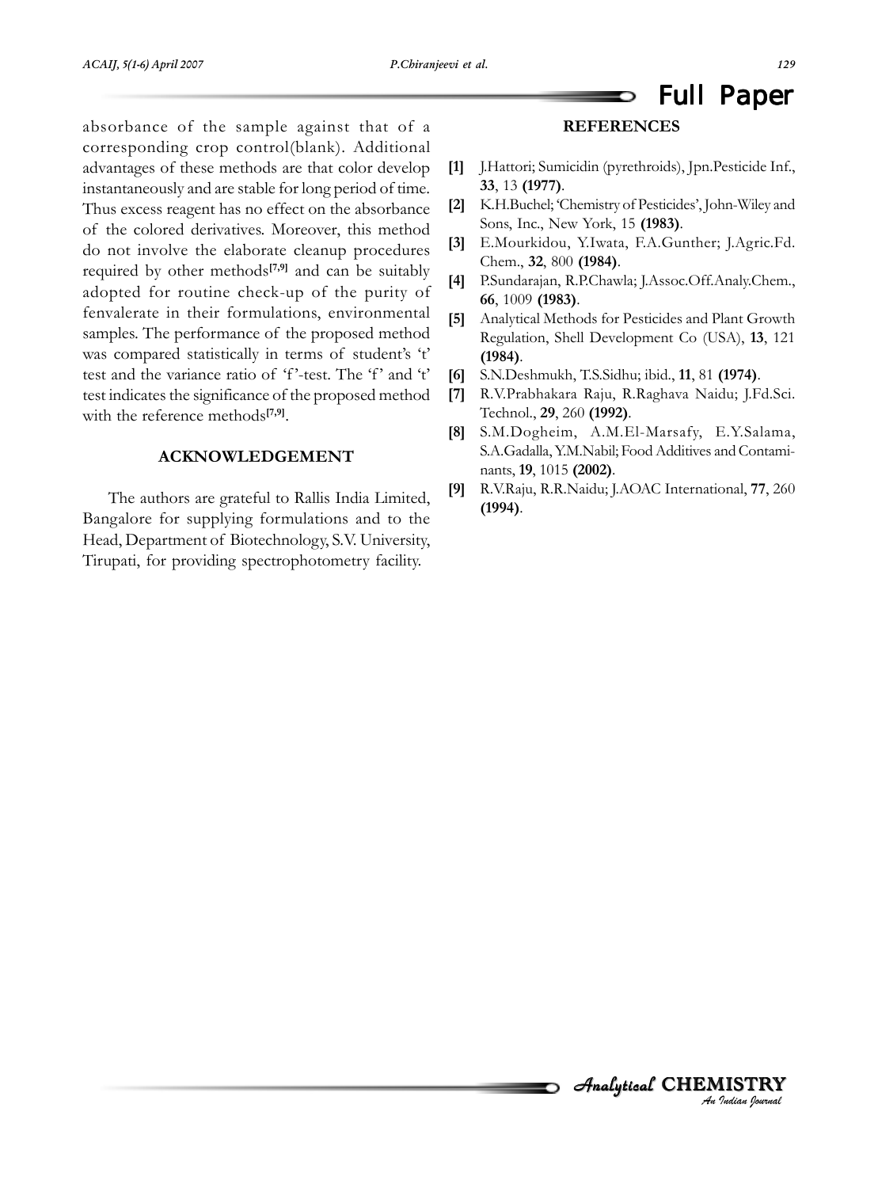absorbance of the sample against that of a corresponding crop control(blank). Additional advantages of these methods are that color develop instantaneously and are stable for long period of time. Thus excess reagent has no effect on the absorbance of the colored derivatives. Moreover, this method do not involve the elaborate cleanup procedures required by other methods[7,9] and can be suitably adopted for routine check-up of the purity of fenvalerate in their formulations, environmental samples. The performance of the proposed method was compared statistically in terms of student's 't' test and the variance ratio of 'f'-test. The 'f' and 't' test indicates the significance of the proposed method with the reference methods[7,9].

## ACKNOWLEDGEMENT

The authors are grateful to Rallis India Limited, Bangalore for supplying formulations and to the Head, Department of Biotechnology, S.V. University, Tirupati, for providing spectrophotometry facility.

## REFERENCES

[1] J.Hattori; Sumicidin (pyrethroids), Jpn.Pesticide Inf., **33**, 13 **(1977)**.

[2] K.H.Buchel; 'Chemistry of Pesticides', John-Wiley and Sons, Inc., New York, 15 **(1983)**.

[3] E.Mourkidou, Y.Iwata, F.A.Gunther; J.Agric.Fd. Chem., **32**, 800 **(1984)**.

[4] P.Sundarajan, R.P.Chawla; J.Assoc.Off.Analy.Chem., **66**, 1009 **(1983)**.

[5] Analytical Methods for Pesticides and Plant Growth Regulation, Shell Development Co (USA), **13**, 121 **(1984)**.

[6] S.N.Deshmukh, T.S.Sidhu; ibid., **11**, 81 **(1974)**.

[7] R.V.Prabhakara Raju, R.Raghava Naidu; J.Fd.Sci. Technol., **29**, 260 **(1992)**.

[8] S.M.Dogheim, A.M.El-Marsafy, E.Y.Salama, S.A.Gadalla, Y.M.Nabil; Food Additives and Contaminants, **19**, 1015 **(2002)**.

[9] R.V.Raju, R.R.Naidu; J.AOAC International, **77**, 260 **(1994)**.